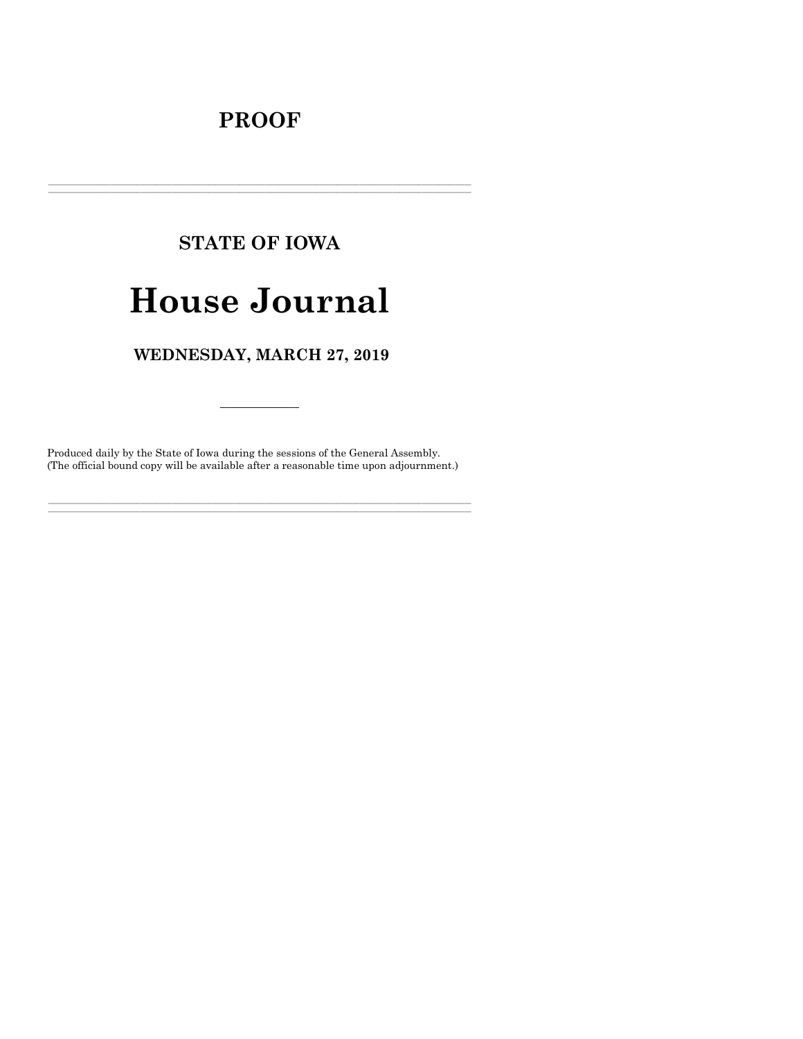# PROOF

---

## STATE OF IOWA

# House Journal

### WEDNESDAY, MARCH 27, 2019

---

Produced daily by the State of Iowa during the sessions of the General Assembly.
(The official bound copy will be available after a reasonable time upon adjournment.)

---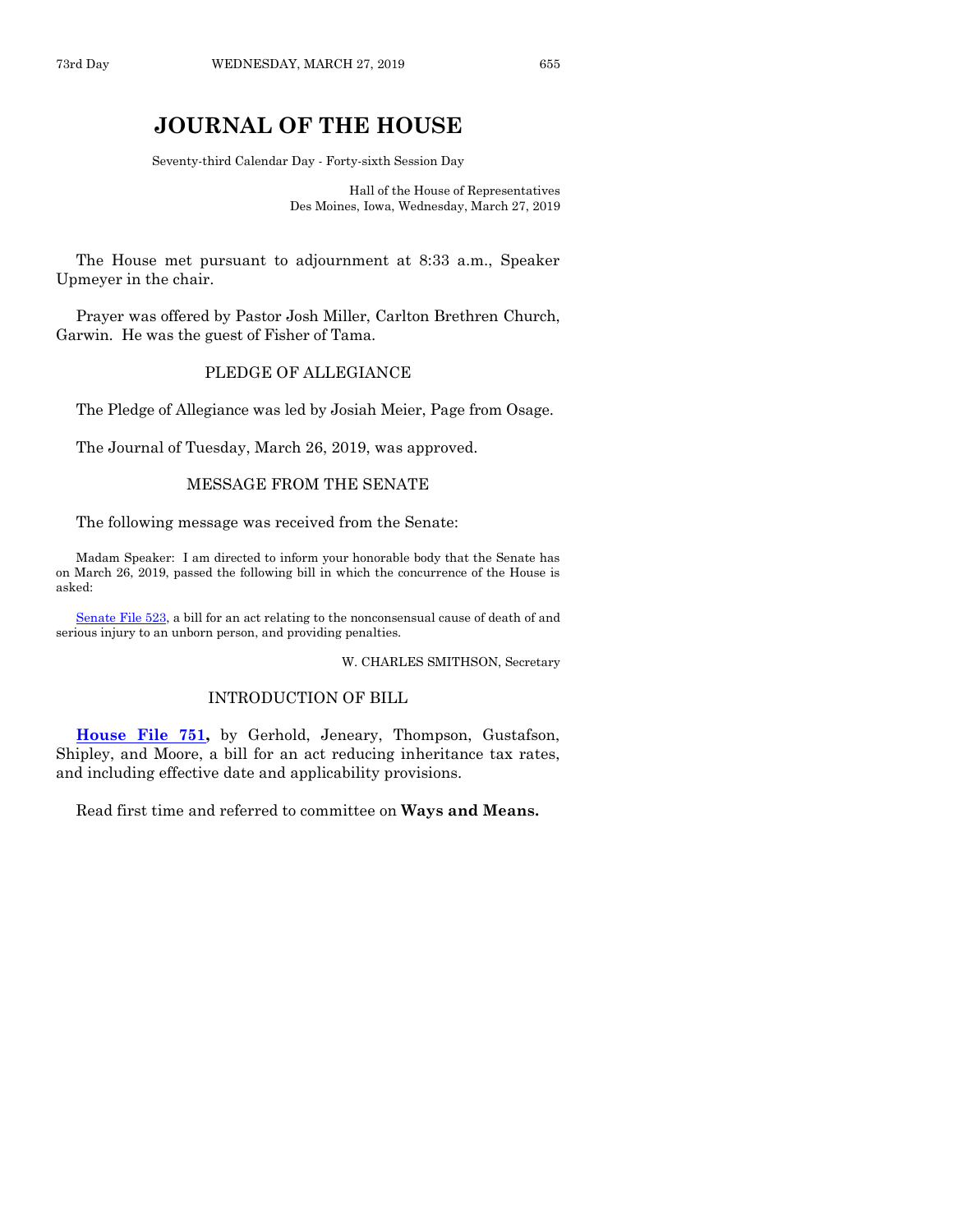# JOURNAL OF THE HOUSE

Seventy-third Calendar Day - Forty-sixth Session Day

Hall of the House of Representatives
Des Moines, Iowa, Wednesday, March 27, 2019

The House met pursuant to adjournment at 8:33 a.m., Speaker Upmeyer in the chair.

Prayer was offered by Pastor Josh Miller, Carlton Brethren Church, Garwin. He was the guest of Fisher of Tama.

## PLEDGE OF ALLEGIANCE

The Pledge of Allegiance was led by Josiah Meier, Page from Osage.

The Journal of Tuesday, March 26, 2019, was approved.

## MESSAGE FROM THE SENATE

The following message was received from the Senate:

Madam Speaker: I am directed to inform your honorable body that the Senate has on March 26, 2019, passed the following bill in which the concurrence of the House is asked:

Senate File 523, a bill for an act relating to the nonconsensual cause of death of and serious injury to an unborn person, and providing penalties.

W. CHARLES SMITHSON, Secretary

## INTRODUCTION OF BILL

**House File 751,** by Gerhold, Jeneary, Thompson, Gustafson, Shipley, and Moore, a bill for an act reducing inheritance tax rates, and including effective date and applicability provisions.

Read first time and referred to committee on **Ways and Means.**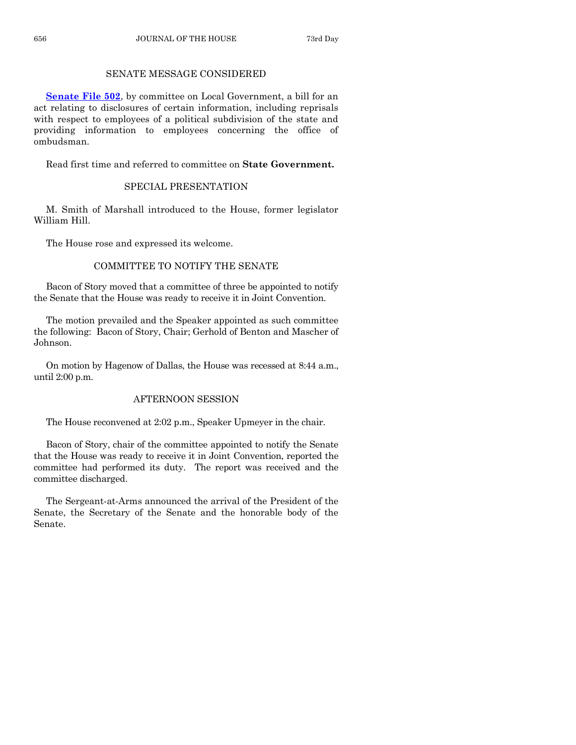## SENATE MESSAGE CONSIDERED

**Senate File 502**, by committee on Local Government, a bill for an act relating to disclosures of certain information, including reprisals with respect to employees of a political subdivision of the state and providing information to employees concerning the office of ombudsman.

Read first time and referred to committee on **State Government.**

## SPECIAL PRESENTATION

M. Smith of Marshall introduced to the House, former legislator William Hill.

The House rose and expressed its welcome.

## COMMITTEE TO NOTIFY THE SENATE

Bacon of Story moved that a committee of three be appointed to notify the Senate that the House was ready to receive it in Joint Convention.

The motion prevailed and the Speaker appointed as such committee the following: Bacon of Story, Chair; Gerhold of Benton and Mascher of Johnson.

On motion by Hagenow of Dallas, the House was recessed at 8:44 a.m., until 2:00 p.m.

## AFTERNOON SESSION

The House reconvened at 2:02 p.m., Speaker Upmeyer in the chair.

Bacon of Story, chair of the committee appointed to notify the Senate that the House was ready to receive it in Joint Convention, reported the committee had performed its duty. The report was received and the committee discharged.

The Sergeant-at-Arms announced the arrival of the President of the Senate, the Secretary of the Senate and the honorable body of the Senate.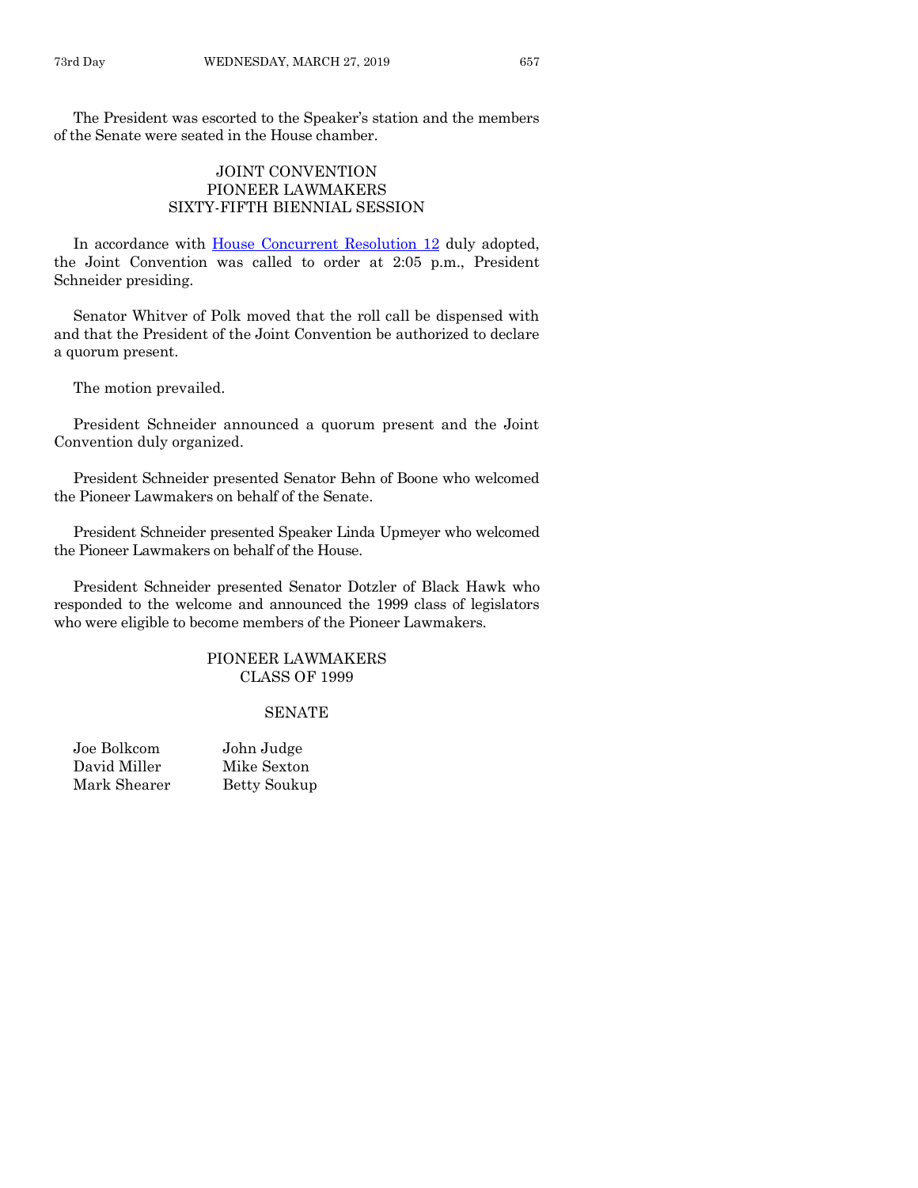The President was escorted to the Speaker's station and the members of the Senate were seated in the House chamber.

## JOINT CONVENTION
## PIONEER LAWMAKERS
## SIXTY-FIFTH BIENNIAL SESSION

In accordance with House Concurrent Resolution 12 duly adopted, the Joint Convention was called to order at 2:05 p.m., President Schneider presiding.

Senator Whitver of Polk moved that the roll call be dispensed with and that the President of the Joint Convention be authorized to declare a quorum present.

The motion prevailed.

President Schneider announced a quorum present and the Joint Convention duly organized.

President Schneider presented Senator Behn of Boone who welcomed the Pioneer Lawmakers on behalf of the Senate.

President Schneider presented Speaker Linda Upmeyer who welcomed the Pioneer Lawmakers on behalf of the House.

President Schneider presented Senator Dotzler of Black Hawk who responded to the welcome and announced the 1999 class of legislators who were eligible to become members of the Pioneer Lawmakers.

## PIONEER LAWMAKERS
## CLASS OF 1999

### SENATE

| | |
|---|---|
| Joe Bolkcom | John Judge |
| David Miller | Mike Sexton |
| Mark Shearer | Betty Soukup |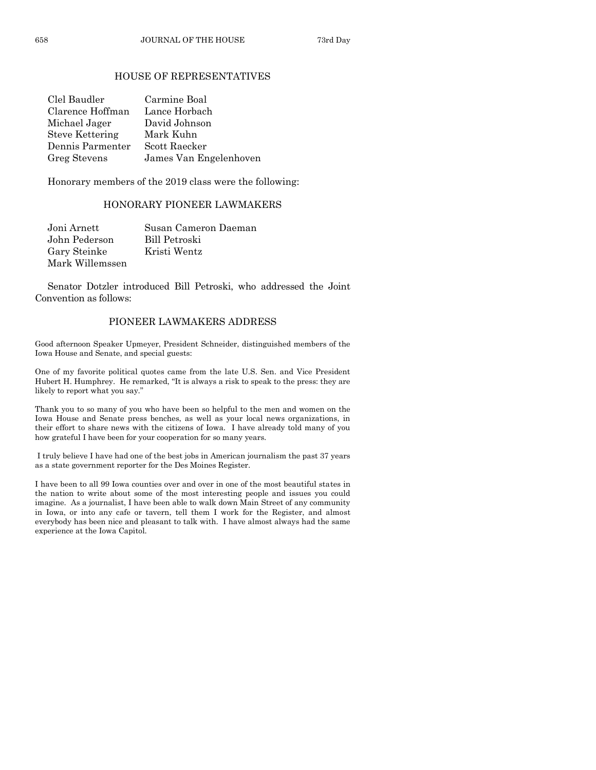## HOUSE OF REPRESENTATIVES

| | |
|---|---|
| Clel Baudler | Carmine Boal |
| Clarence Hoffman | Lance Horbach |
| Michael Jager | David Johnson |
| Steve Kettering | Mark Kuhn |
| Dennis Parmenter | Scott Raecker |
| Greg Stevens | James Van Engelenhoven |

Honorary members of the 2019 class were the following:

## HONORARY PIONEER LAWMAKERS

| | |
|---|---|
| Joni Arnett | Susan Cameron Daeman |
| John Pederson | Bill Petroski |
| Gary Steinke | Kristi Wentz |
| Mark Willemssen | |

Senator Dotzler introduced Bill Petroski, who addressed the Joint Convention as follows:

## PIONEER LAWMAKERS ADDRESS

Good afternoon Speaker Upmeyer, President Schneider, distinguished members of the Iowa House and Senate, and special guests:

One of my favorite political quotes came from the late U.S. Sen. and Vice President Hubert H. Humphrey. He remarked, "It is always a risk to speak to the press: they are likely to report what you say."

Thank you to so many of you who have been so helpful to the men and women on the Iowa House and Senate press benches, as well as your local news organizations, in their effort to share news with the citizens of Iowa. I have already told many of you how grateful I have been for your cooperation for so many years.

I truly believe I have had one of the best jobs in American journalism the past 37 years as a state government reporter for the Des Moines Register.

I have been to all 99 Iowa counties over and over in one of the most beautiful states in the nation to write about some of the most interesting people and issues you could imagine. As a journalist, I have been able to walk down Main Street of any community in Iowa, or into any cafe or tavern, tell them I work for the Register, and almost everybody has been nice and pleasant to talk with. I have almost always had the same experience at the Iowa Capitol.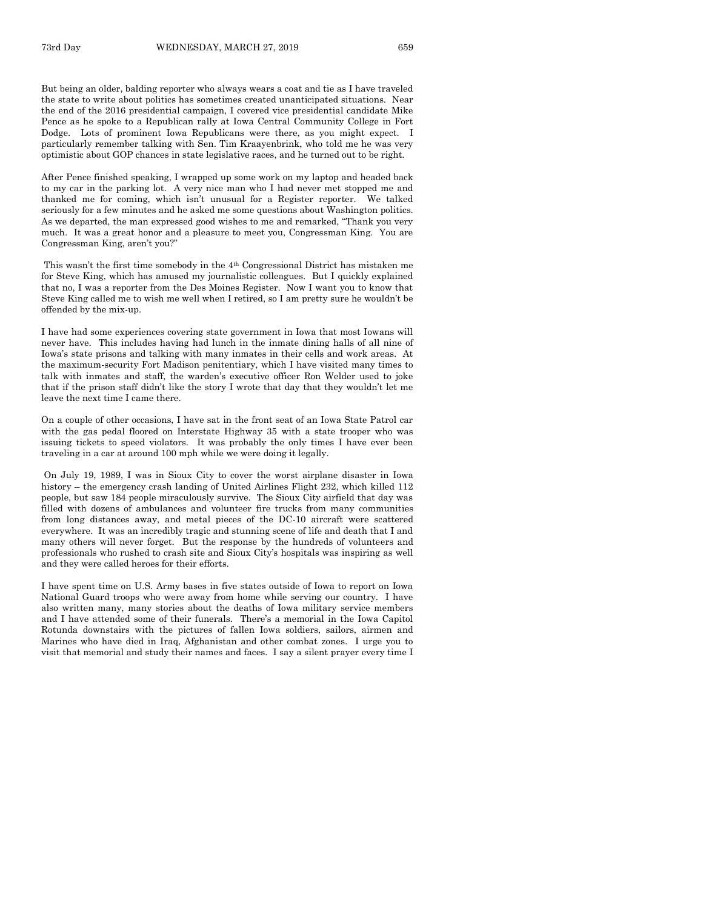But being an older, balding reporter who always wears a coat and tie as I have traveled the state to write about politics has sometimes created unanticipated situations. Near the end of the 2016 presidential campaign, I covered vice presidential candidate Mike Pence as he spoke to a Republican rally at Iowa Central Community College in Fort Dodge. Lots of prominent Iowa Republicans were there, as you might expect. I particularly remember talking with Sen. Tim Kraayenbrink, who told me he was very optimistic about GOP chances in state legislative races, and he turned out to be right.

After Pence finished speaking, I wrapped up some work on my laptop and headed back to my car in the parking lot. A very nice man who I had never met stopped me and thanked me for coming, which isn't unusual for a Register reporter. We talked seriously for a few minutes and he asked me some questions about Washington politics. As we departed, the man expressed good wishes to me and remarked, "Thank you very much. It was a great honor and a pleasure to meet you, Congressman King. You are Congressman King, aren't you?"

This wasn't the first time somebody in the 4th Congressional District has mistaken me for Steve King, which has amused my journalistic colleagues. But I quickly explained that no, I was a reporter from the Des Moines Register. Now I want you to know that Steve King called me to wish me well when I retired, so I am pretty sure he wouldn't be offended by the mix-up.

I have had some experiences covering state government in Iowa that most Iowans will never have. This includes having had lunch in the inmate dining halls of all nine of Iowa's state prisons and talking with many inmates in their cells and work areas. At the maximum-security Fort Madison penitentiary, which I have visited many times to talk with inmates and staff, the warden's executive officer Ron Welder used to joke that if the prison staff didn't like the story I wrote that day that they wouldn't let me leave the next time I came there.

On a couple of other occasions, I have sat in the front seat of an Iowa State Patrol car with the gas pedal floored on Interstate Highway 35 with a state trooper who was issuing tickets to speed violators. It was probably the only times I have ever been traveling in a car at around 100 mph while we were doing it legally.

On July 19, 1989, I was in Sioux City to cover the worst airplane disaster in Iowa history – the emergency crash landing of United Airlines Flight 232, which killed 112 people, but saw 184 people miraculously survive. The Sioux City airfield that day was filled with dozens of ambulances and volunteer fire trucks from many communities from long distances away, and metal pieces of the DC-10 aircraft were scattered everywhere. It was an incredibly tragic and stunning scene of life and death that I and many others will never forget. But the response by the hundreds of volunteers and professionals who rushed to crash site and Sioux City's hospitals was inspiring as well and they were called heroes for their efforts.

I have spent time on U.S. Army bases in five states outside of Iowa to report on Iowa National Guard troops who were away from home while serving our country. I have also written many, many stories about the deaths of Iowa military service members and I have attended some of their funerals. There's a memorial in the Iowa Capitol Rotunda downstairs with the pictures of fallen Iowa soldiers, sailors, airmen and Marines who have died in Iraq, Afghanistan and other combat zones. I urge you to visit that memorial and study their names and faces. I say a silent prayer every time I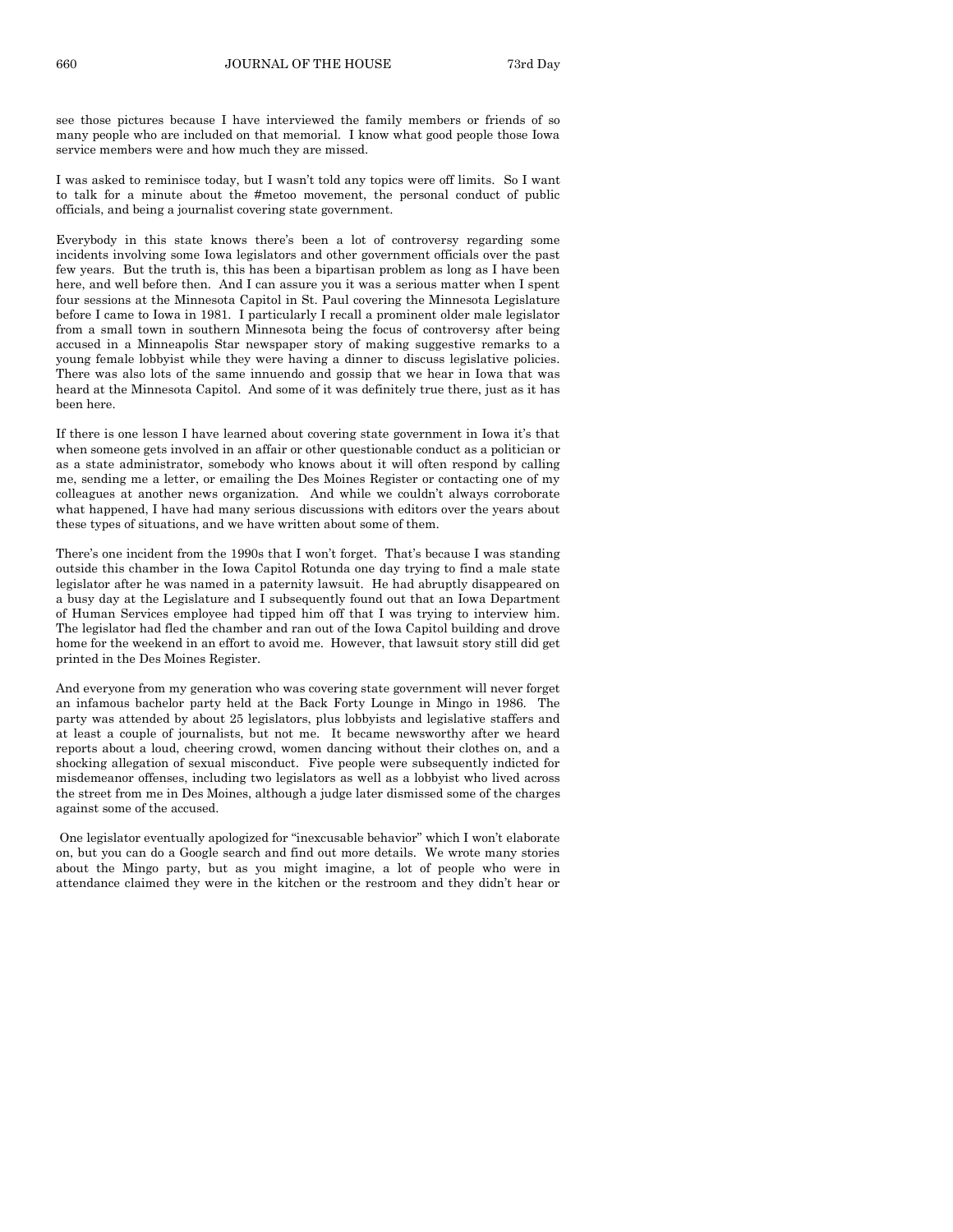see those pictures because I have interviewed the family members or friends of so many people who are included on that memorial. I know what good people those Iowa service members were and how much they are missed.

I was asked to reminisce today, but I wasn't told any topics were off limits. So I want to talk for a minute about the #metoo movement, the personal conduct of public officials, and being a journalist covering state government.

Everybody in this state knows there's been a lot of controversy regarding some incidents involving some Iowa legislators and other government officials over the past few years. But the truth is, this has been a bipartisan problem as long as I have been here, and well before then. And I can assure you it was a serious matter when I spent four sessions at the Minnesota Capitol in St. Paul covering the Minnesota Legislature before I came to Iowa in 1981. I particularly I recall a prominent older male legislator from a small town in southern Minnesota being the focus of controversy after being accused in a Minneapolis Star newspaper story of making suggestive remarks to a young female lobbyist while they were having a dinner to discuss legislative policies. There was also lots of the same innuendo and gossip that we hear in Iowa that was heard at the Minnesota Capitol. And some of it was definitely true there, just as it has been here.

If there is one lesson I have learned about covering state government in Iowa it's that when someone gets involved in an affair or other questionable conduct as a politician or as a state administrator, somebody who knows about it will often respond by calling me, sending me a letter, or emailing the Des Moines Register or contacting one of my colleagues at another news organization. And while we couldn't always corroborate what happened, I have had many serious discussions with editors over the years about these types of situations, and we have written about some of them.

There's one incident from the 1990s that I won't forget. That's because I was standing outside this chamber in the Iowa Capitol Rotunda one day trying to find a male state legislator after he was named in a paternity lawsuit. He had abruptly disappeared on a busy day at the Legislature and I subsequently found out that an Iowa Department of Human Services employee had tipped him off that I was trying to interview him. The legislator had fled the chamber and ran out of the Iowa Capitol building and drove home for the weekend in an effort to avoid me. However, that lawsuit story still did get printed in the Des Moines Register.

And everyone from my generation who was covering state government will never forget an infamous bachelor party held at the Back Forty Lounge in Mingo in 1986. The party was attended by about 25 legislators, plus lobbyists and legislative staffers and at least a couple of journalists, but not me. It became newsworthy after we heard reports about a loud, cheering crowd, women dancing without their clothes on, and a shocking allegation of sexual misconduct. Five people were subsequently indicted for misdemeanor offenses, including two legislators as well as a lobbyist who lived across the street from me in Des Moines, although a judge later dismissed some of the charges against some of the accused.

One legislator eventually apologized for "inexcusable behavior" which I won't elaborate on, but you can do a Google search and find out more details. We wrote many stories about the Mingo party, but as you might imagine, a lot of people who were in attendance claimed they were in the kitchen or the restroom and they didn't hear or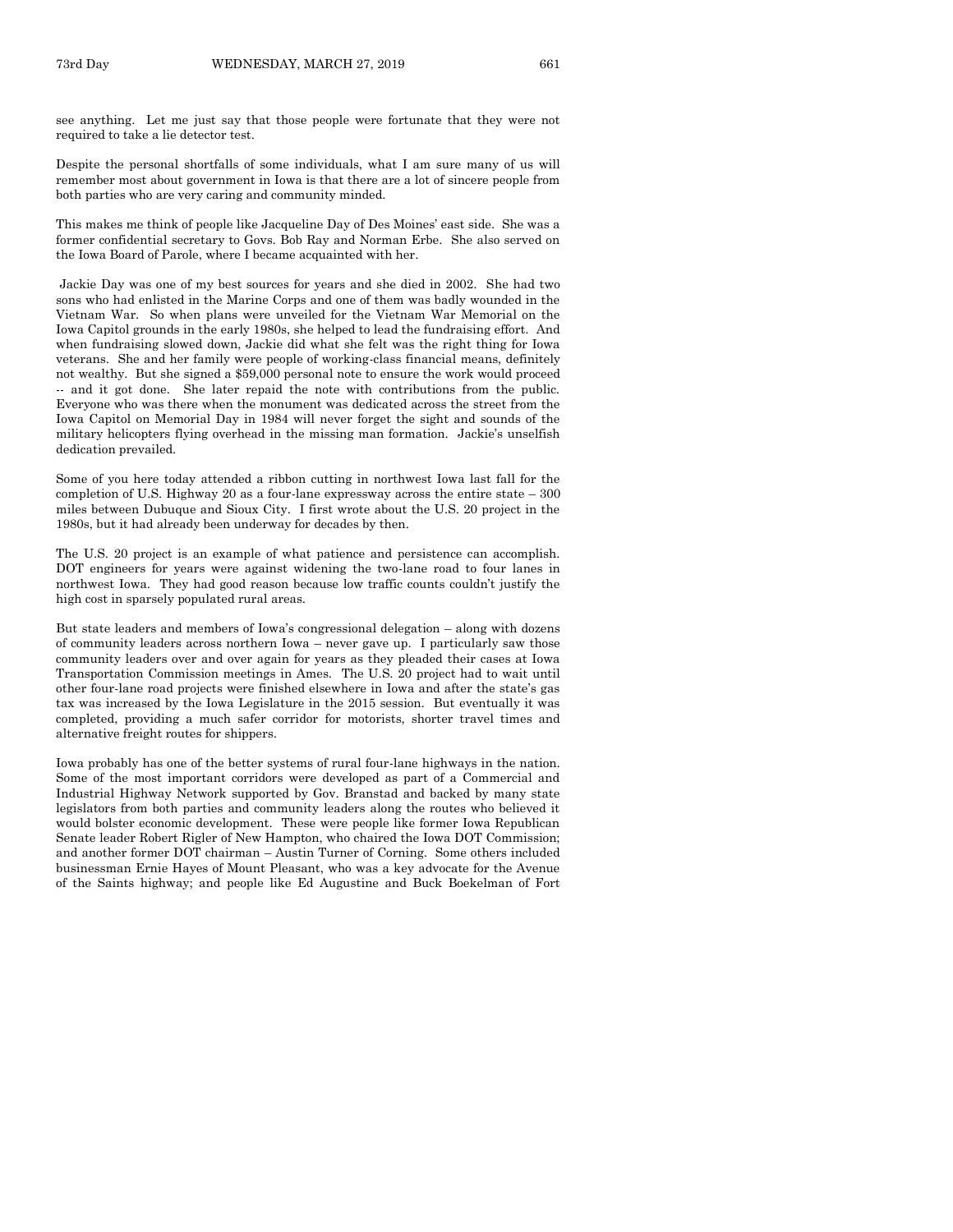see anything. Let me just say that those people were fortunate that they were not required to take a lie detector test.

Despite the personal shortfalls of some individuals, what I am sure many of us will remember most about government in Iowa is that there are a lot of sincere people from both parties who are very caring and community minded.

This makes me think of people like Jacqueline Day of Des Moines' east side. She was a former confidential secretary to Govs. Bob Ray and Norman Erbe. She also served on the Iowa Board of Parole, where I became acquainted with her.

Jackie Day was one of my best sources for years and she died in 2002. She had two sons who had enlisted in the Marine Corps and one of them was badly wounded in the Vietnam War. So when plans were unveiled for the Vietnam War Memorial on the Iowa Capitol grounds in the early 1980s, she helped to lead the fundraising effort. And when fundraising slowed down, Jackie did what she felt was the right thing for Iowa veterans. She and her family were people of working-class financial means, definitely not wealthy. But she signed a $59,000 personal note to ensure the work would proceed -- and it got done. She later repaid the note with contributions from the public. Everyone who was there when the monument was dedicated across the street from the Iowa Capitol on Memorial Day in 1984 will never forget the sight and sounds of the military helicopters flying overhead in the missing man formation. Jackie's unselfish dedication prevailed.

Some of you here today attended a ribbon cutting in northwest Iowa last fall for the completion of U.S. Highway 20 as a four-lane expressway across the entire state – 300 miles between Dubuque and Sioux City. I first wrote about the U.S. 20 project in the 1980s, but it had already been underway for decades by then.

The U.S. 20 project is an example of what patience and persistence can accomplish. DOT engineers for years were against widening the two-lane road to four lanes in northwest Iowa. They had good reason because low traffic counts couldn't justify the high cost in sparsely populated rural areas.

But state leaders and members of Iowa's congressional delegation – along with dozens of community leaders across northern Iowa – never gave up. I particularly saw those community leaders over and over again for years as they pleaded their cases at Iowa Transportation Commission meetings in Ames. The U.S. 20 project had to wait until other four-lane road projects were finished elsewhere in Iowa and after the state's gas tax was increased by the Iowa Legislature in the 2015 session. But eventually it was completed, providing a much safer corridor for motorists, shorter travel times and alternative freight routes for shippers.

Iowa probably has one of the better systems of rural four-lane highways in the nation. Some of the most important corridors were developed as part of a Commercial and Industrial Highway Network supported by Gov. Branstad and backed by many state legislators from both parties and community leaders along the routes who believed it would bolster economic development. These were people like former Iowa Republican Senate leader Robert Rigler of New Hampton, who chaired the Iowa DOT Commission; and another former DOT chairman – Austin Turner of Corning. Some others included businessman Ernie Hayes of Mount Pleasant, who was a key advocate for the Avenue of the Saints highway; and people like Ed Augustine and Buck Boekelman of Fort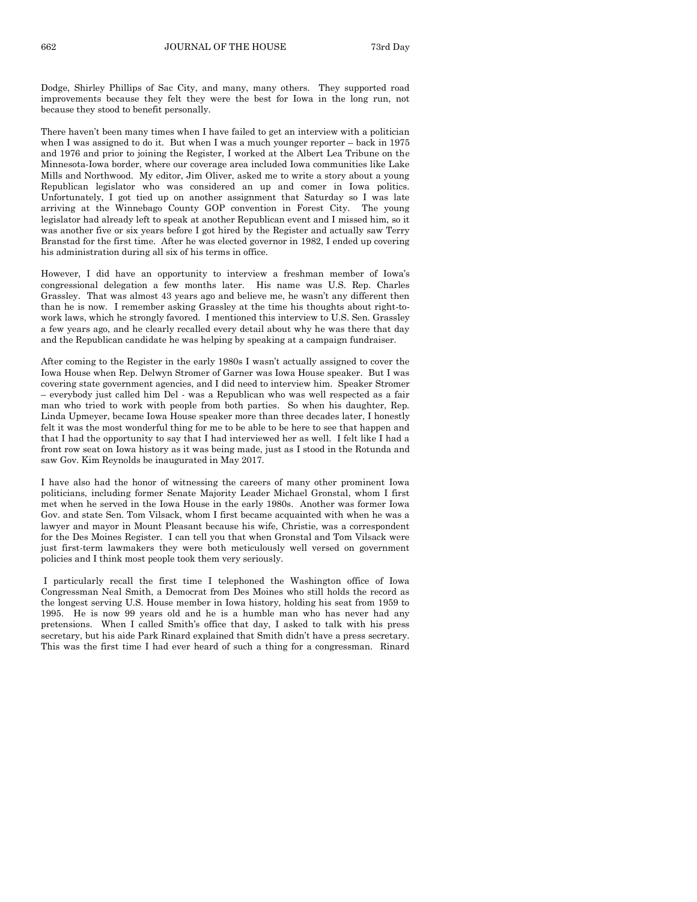Dodge, Shirley Phillips of Sac City, and many, many others. They supported road improvements because they felt they were the best for Iowa in the long run, not because they stood to benefit personally.

There haven't been many times when I have failed to get an interview with a politician when I was assigned to do it. But when I was a much younger reporter – back in 1975 and 1976 and prior to joining the Register, I worked at the Albert Lea Tribune on the Minnesota-Iowa border, where our coverage area included Iowa communities like Lake Mills and Northwood. My editor, Jim Oliver, asked me to write a story about a young Republican legislator who was considered an up and comer in Iowa politics. Unfortunately, I got tied up on another assignment that Saturday so I was late arriving at the Winnebago County GOP convention in Forest City. The young legislator had already left to speak at another Republican event and I missed him, so it was another five or six years before I got hired by the Register and actually saw Terry Branstad for the first time. After he was elected governor in 1982, I ended up covering his administration during all six of his terms in office.

However, I did have an opportunity to interview a freshman member of Iowa's congressional delegation a few months later. His name was U.S. Rep. Charles Grassley. That was almost 43 years ago and believe me, he wasn't any different then than he is now. I remember asking Grassley at the time his thoughts about right-to-work laws, which he strongly favored. I mentioned this interview to U.S. Sen. Grassley a few years ago, and he clearly recalled every detail about why he was there that day and the Republican candidate he was helping by speaking at a campaign fundraiser.

After coming to the Register in the early 1980s I wasn't actually assigned to cover the Iowa House when Rep. Delwyn Stromer of Garner was Iowa House speaker. But I was covering state government agencies, and I did need to interview him. Speaker Stromer – everybody just called him Del - was a Republican who was well respected as a fair man who tried to work with people from both parties. So when his daughter, Rep. Linda Upmeyer, became Iowa House speaker more than three decades later, I honestly felt it was the most wonderful thing for me to be able to be here to see that happen and that I had the opportunity to say that I had interviewed her as well. I felt like I had a front row seat on Iowa history as it was being made, just as I stood in the Rotunda and saw Gov. Kim Reynolds be inaugurated in May 2017.

I have also had the honor of witnessing the careers of many other prominent Iowa politicians, including former Senate Majority Leader Michael Gronstal, whom I first met when he served in the Iowa House in the early 1980s. Another was former Iowa Gov. and state Sen. Tom Vilsack, whom I first became acquainted with when he was a lawyer and mayor in Mount Pleasant because his wife, Christie, was a correspondent for the Des Moines Register. I can tell you that when Gronstal and Tom Vilsack were just first-term lawmakers they were both meticulously well versed on government policies and I think most people took them very seriously.

I particularly recall the first time I telephoned the Washington office of Iowa Congressman Neal Smith, a Democrat from Des Moines who still holds the record as the longest serving U.S. House member in Iowa history, holding his seat from 1959 to 1995. He is now 99 years old and he is a humble man who has never had any pretensions. When I called Smith's office that day, I asked to talk with his press secretary, but his aide Park Rinard explained that Smith didn't have a press secretary. This was the first time I had ever heard of such a thing for a congressman. Rinard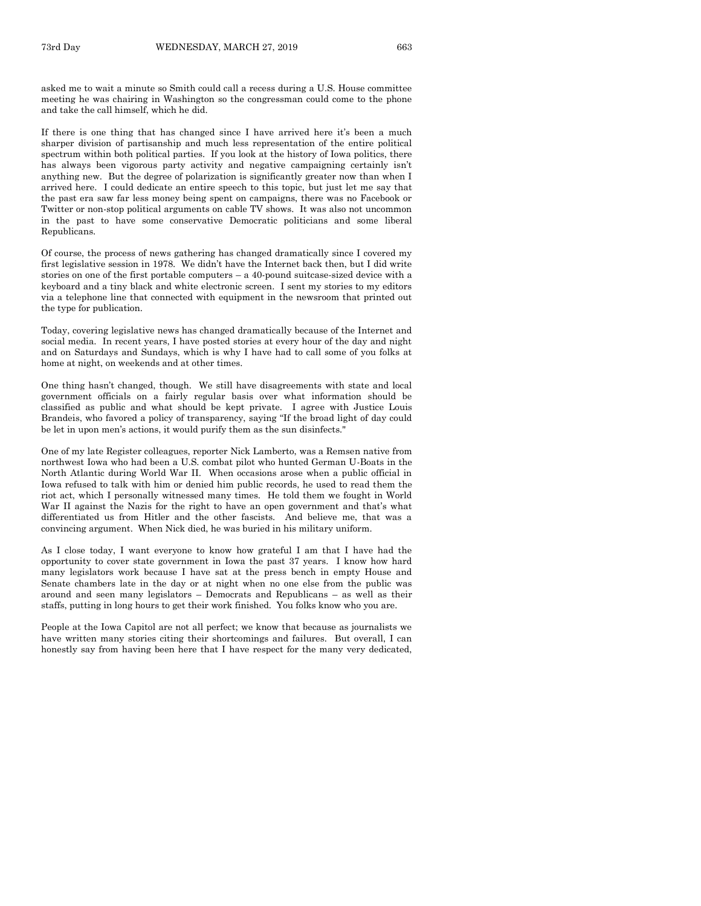asked me to wait a minute so Smith could call a recess during a U.S. House committee meeting he was chairing in Washington so the congressman could come to the phone and take the call himself, which he did.

If there is one thing that has changed since I have arrived here it's been a much sharper division of partisanship and much less representation of the entire political spectrum within both political parties. If you look at the history of Iowa politics, there has always been vigorous party activity and negative campaigning certainly isn't anything new. But the degree of polarization is significantly greater now than when I arrived here. I could dedicate an entire speech to this topic, but just let me say that the past era saw far less money being spent on campaigns, there was no Facebook or Twitter or non-stop political arguments on cable TV shows. It was also not uncommon in the past to have some conservative Democratic politicians and some liberal Republicans.

Of course, the process of news gathering has changed dramatically since I covered my first legislative session in 1978. We didn't have the Internet back then, but I did write stories on one of the first portable computers – a 40-pound suitcase-sized device with a keyboard and a tiny black and white electronic screen. I sent my stories to my editors via a telephone line that connected with equipment in the newsroom that printed out the type for publication.

Today, covering legislative news has changed dramatically because of the Internet and social media. In recent years, I have posted stories at every hour of the day and night and on Saturdays and Sundays, which is why I have had to call some of you folks at home at night, on weekends and at other times.

One thing hasn't changed, though. We still have disagreements with state and local government officials on a fairly regular basis over what information should be classified as public and what should be kept private. I agree with Justice Louis Brandeis, who favored a policy of transparency, saying "If the broad light of day could be let in upon men's actions, it would purify them as the sun disinfects."

One of my late Register colleagues, reporter Nick Lamberto, was a Remsen native from northwest Iowa who had been a U.S. combat pilot who hunted German U-Boats in the North Atlantic during World War II. When occasions arose when a public official in Iowa refused to talk with him or denied him public records, he used to read them the riot act, which I personally witnessed many times. He told them we fought in World War II against the Nazis for the right to have an open government and that's what differentiated us from Hitler and the other fascists. And believe me, that was a convincing argument. When Nick died, he was buried in his military uniform.

As I close today, I want everyone to know how grateful I am that I have had the opportunity to cover state government in Iowa the past 37 years. I know how hard many legislators work because I have sat at the press bench in empty House and Senate chambers late in the day or at night when no one else from the public was around and seen many legislators – Democrats and Republicans – as well as their staffs, putting in long hours to get their work finished. You folks know who you are.

People at the Iowa Capitol are not all perfect; we know that because as journalists we have written many stories citing their shortcomings and failures. But overall, I can honestly say from having been here that I have respect for the many very dedicated,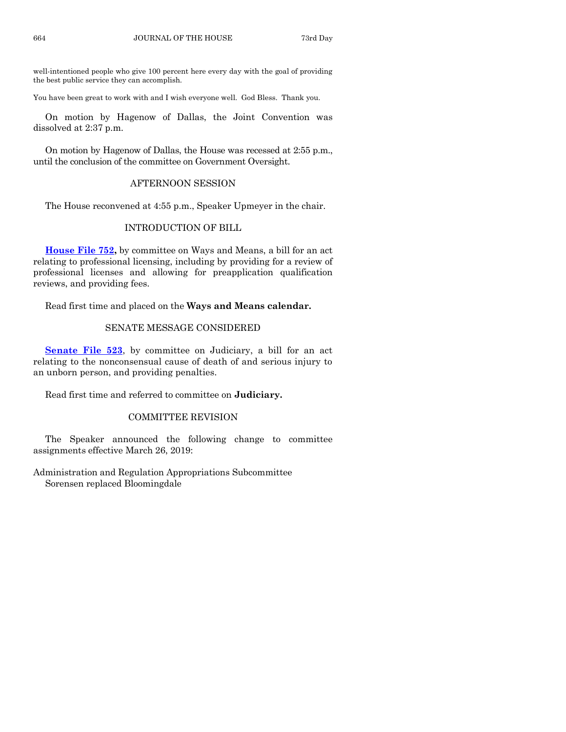well-intentioned people who give 100 percent here every day with the goal of providing the best public service they can accomplish.

You have been great to work with and I wish everyone well. God Bless. Thank you.

On motion by Hagenow of Dallas, the Joint Convention was dissolved at 2:37 p.m.

On motion by Hagenow of Dallas, the House was recessed at 2:55 p.m., until the conclusion of the committee on Government Oversight.

## AFTERNOON SESSION

The House reconvened at 4:55 p.m., Speaker Upmeyer in the chair.

## INTRODUCTION OF BILL

**House File 752,** by committee on Ways and Means, a bill for an act relating to professional licensing, including by providing for a review of professional licenses and allowing for preapplication qualification reviews, and providing fees.

Read first time and placed on the **Ways and Means calendar.**

## SENATE MESSAGE CONSIDERED

**Senate File 523**, by committee on Judiciary, a bill for an act relating to the nonconsensual cause of death of and serious injury to an unborn person, and providing penalties.

Read first time and referred to committee on **Judiciary.**

## COMMITTEE REVISION

The Speaker announced the following change to committee assignments effective March 26, 2019:

Administration and Regulation Appropriations Subcommittee
Sorensen replaced Bloomingdale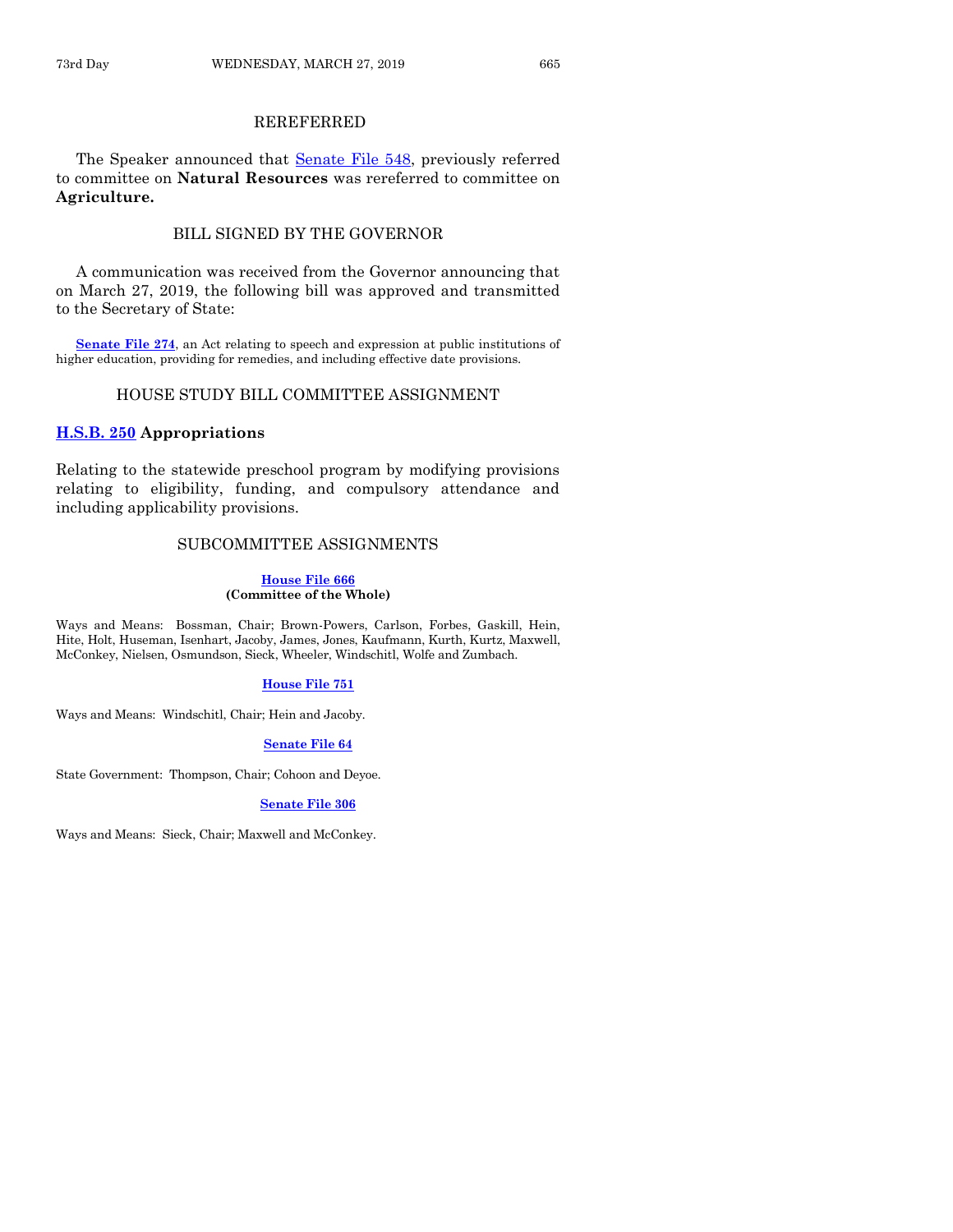## REREFERRED

The Speaker announced that Senate File 548, previously referred to committee on **Natural Resources** was rereferred to committee on **Agriculture.**

## BILL SIGNED BY THE GOVERNOR

A communication was received from the Governor announcing that on March 27, 2019, the following bill was approved and transmitted to the Secretary of State:

**Senate File 274**, an Act relating to speech and expression at public institutions of higher education, providing for remedies, and including effective date provisions.

## HOUSE STUDY BILL COMMITTEE ASSIGNMENT

### H.S.B. 250 Appropriations

Relating to the statewide preschool program by modifying provisions relating to eligibility, funding, and compulsory attendance and including applicability provisions.

## SUBCOMMITTEE ASSIGNMENTS

**House File 666**
**(Committee of the Whole)**

Ways and Means: Bossman, Chair; Brown-Powers, Carlson, Forbes, Gaskill, Hein, Hite, Holt, Huseman, Isenhart, Jacoby, James, Jones, Kaufmann, Kurth, Kurtz, Maxwell, McConkey, Nielsen, Osmundson, Sieck, Wheeler, Windschitl, Wolfe and Zumbach.

**House File 751**

Ways and Means: Windschitl, Chair; Hein and Jacoby.

**Senate File 64**

State Government: Thompson, Chair; Cohoon and Deyoe.

**Senate File 306**

Ways and Means: Sieck, Chair; Maxwell and McConkey.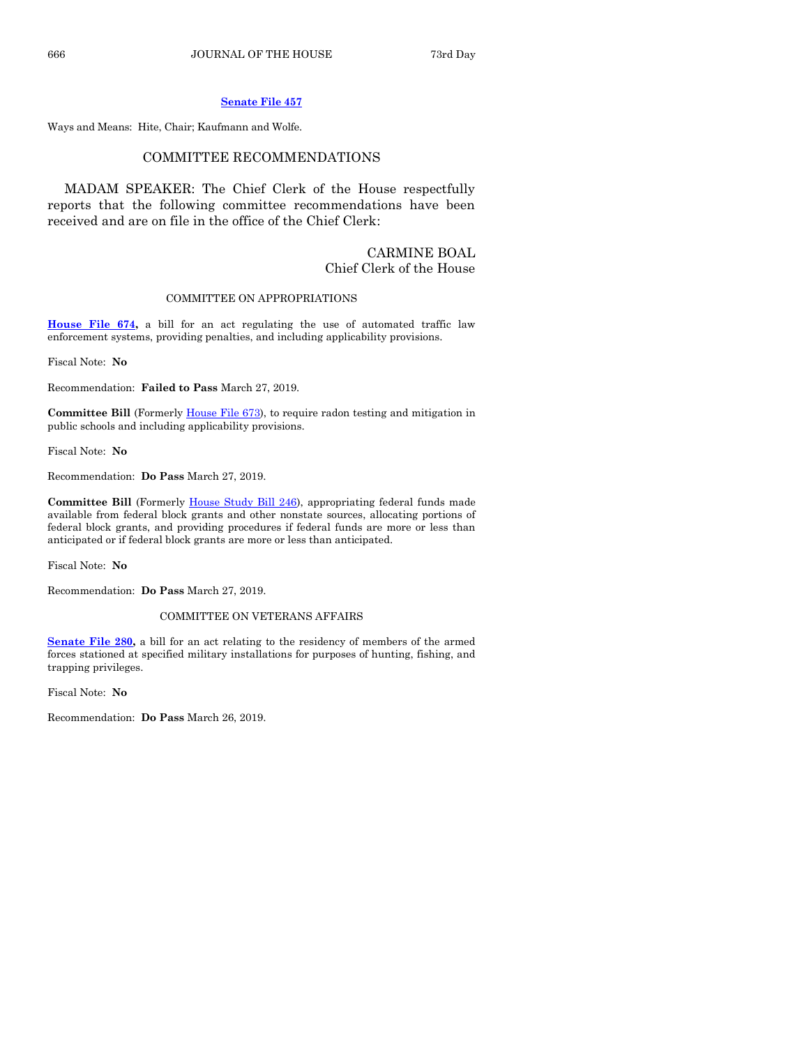**Senate File 457**

Ways and Means: Hite, Chair; Kaufmann and Wolfe.

## COMMITTEE RECOMMENDATIONS

MADAM SPEAKER: The Chief Clerk of the House respectfully reports that the following committee recommendations have been received and are on file in the office of the Chief Clerk:

CARMINE BOAL
Chief Clerk of the House

### COMMITTEE ON APPROPRIATIONS

**House File 674,** a bill for an act regulating the use of automated traffic law enforcement systems, providing penalties, and including applicability provisions.

Fiscal Note: **No**

Recommendation: **Failed to Pass** March 27, 2019.

**Committee Bill** (Formerly House File 673), to require radon testing and mitigation in public schools and including applicability provisions.

Fiscal Note: **No**

Recommendation: **Do Pass** March 27, 2019.

**Committee Bill** (Formerly House Study Bill 246), appropriating federal funds made available from federal block grants and other nonstate sources, allocating portions of federal block grants, and providing procedures if federal funds are more or less than anticipated or if federal block grants are more or less than anticipated.

Fiscal Note: **No**

Recommendation: **Do Pass** March 27, 2019.

### COMMITTEE ON VETERANS AFFAIRS

**Senate File 280,** a bill for an act relating to the residency of members of the armed forces stationed at specified military installations for purposes of hunting, fishing, and trapping privileges.

Fiscal Note: **No**

Recommendation: **Do Pass** March 26, 2019.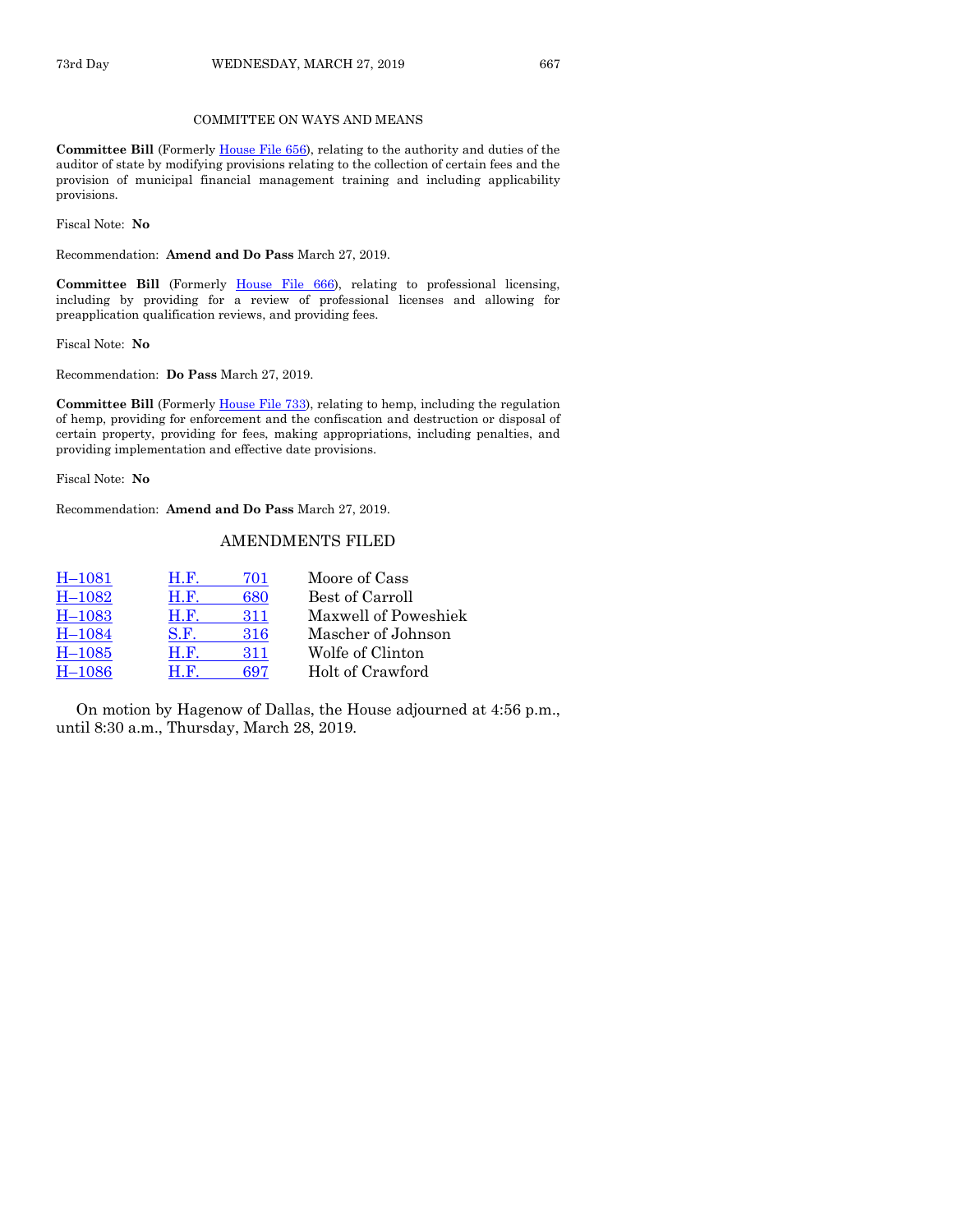## COMMITTEE ON WAYS AND MEANS

**Committee Bill** (Formerly House File 656), relating to the authority and duties of the auditor of state by modifying provisions relating to the collection of certain fees and the provision of municipal financial management training and including applicability provisions.

Fiscal Note: **No**

Recommendation: **Amend and Do Pass** March 27, 2019.

**Committee Bill** (Formerly House File 666), relating to professional licensing, including by providing for a review of professional licenses and allowing for preapplication qualification reviews, and providing fees.

Fiscal Note: **No**

Recommendation: **Do Pass** March 27, 2019.

**Committee Bill** (Formerly House File 733), relating to hemp, including the regulation of hemp, providing for enforcement and the confiscation and destruction or disposal of certain property, providing for fees, making appropriations, including penalties, and providing implementation and effective date provisions.

Fiscal Note: **No**

Recommendation: **Amend and Do Pass** March 27, 2019.

## AMENDMENTS FILED

| | | |
|---|---|---|
| H–1081 | H.F. 701 | Moore of Cass |
| H–1082 | H.F. 680 | Best of Carroll |
| H–1083 | H.F. 311 | Maxwell of Poweshiek |
| H–1084 | S.F. 316 | Mascher of Johnson |
| H–1085 | H.F. 311 | Wolfe of Clinton |
| H–1086 | H.F. 697 | Holt of Crawford |

On motion by Hagenow of Dallas, the House adjourned at 4:56 p.m., until 8:30 a.m., Thursday, March 28, 2019.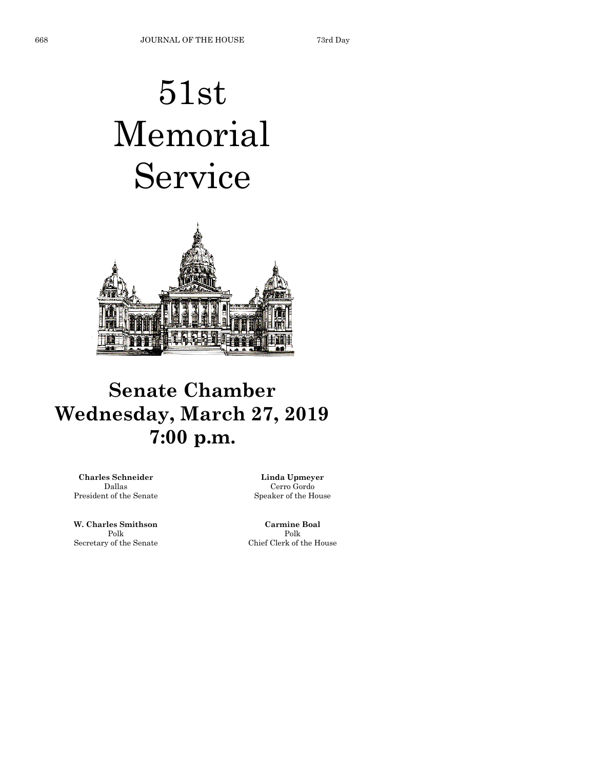# 51st Memorial Service

## Senate Chamber
## Wednesday, March 27, 2019
## 7:00 p.m.

**Charles Schneider**
Dallas
President of the Senate

**Linda Upmeyer**
Cerro Gordo
Speaker of the House

**W. Charles Smithson**
Polk
Secretary of the Senate

**Carmine Boal**
Polk
Chief Clerk of the House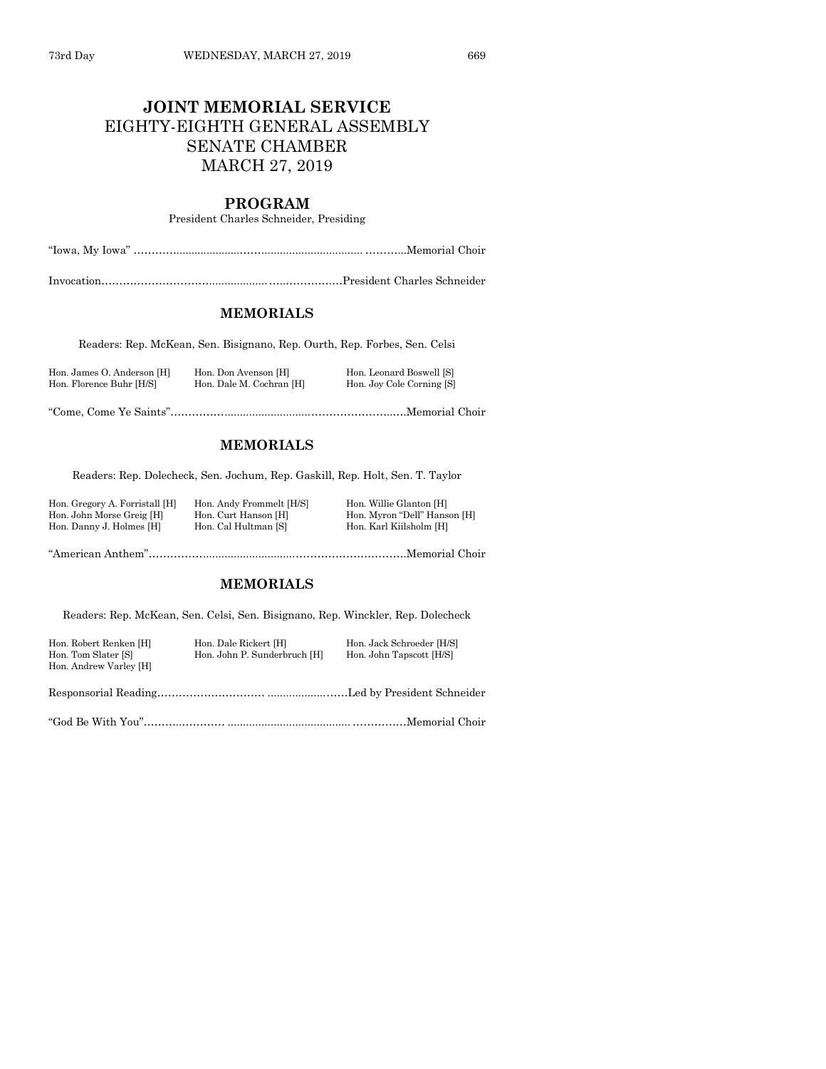# JOINT MEMORIAL SERVICE

## EIGHTY-EIGHTH GENERAL ASSEMBLY
## SENATE CHAMBER
## MARCH 27, 2019

## PROGRAM

President Charles Schneider, Presiding

"Iowa, My Iowa" ..............................................................Memorial Choir

Invocation..............................................................President Charles Schneider

## MEMORIALS

Readers: Rep. McKean, Sen. Bisignano, Rep. Ourth, Rep. Forbes, Sen. Celsi

Hon. James O. Anderson [H]
Hon. Don Avenson [H]
Hon. Leonard Boswell [S]
Hon. Florence Buhr [H/S]
Hon. Dale M. Cochran [H]
Hon. Joy Cole Corning [S]

"Come, Come Ye Saints"..............................................................Memorial Choir

## MEMORIALS

Readers: Rep. Dolecheck, Sen. Jochum, Rep. Gaskill, Rep. Holt, Sen. T. Taylor

Hon. Gregory A. Forristall [H]
Hon. Andy Frommelt [H/S]
Hon. Willie Glanton [H]
Hon. John Morse Greig [H]
Hon. Curt Hanson [H]
Hon. Myron "Dell" Hanson [H]
Hon. Danny J. Holmes [H]
Hon. Cal Hultman [S]
Hon. Karl Kiilsholm [H]

"American Anthem"..............................................................Memorial Choir

## MEMORIALS

Readers: Rep. McKean, Sen. Celsi, Sen. Bisignano, Rep. Winckler, Rep. Dolecheck

Hon. Robert Renken [H]
Hon. Dale Rickert [H]
Hon. Jack Schroeder [H/S]
Hon. Tom Slater [S]
Hon. John P. Sunderbruch [H]
Hon. John Tapscott [H/S]
Hon. Andrew Varley [H]

Responsorial Reading..............................................................Led by President Schneider

"God Be With You"..............................................................Memorial Choir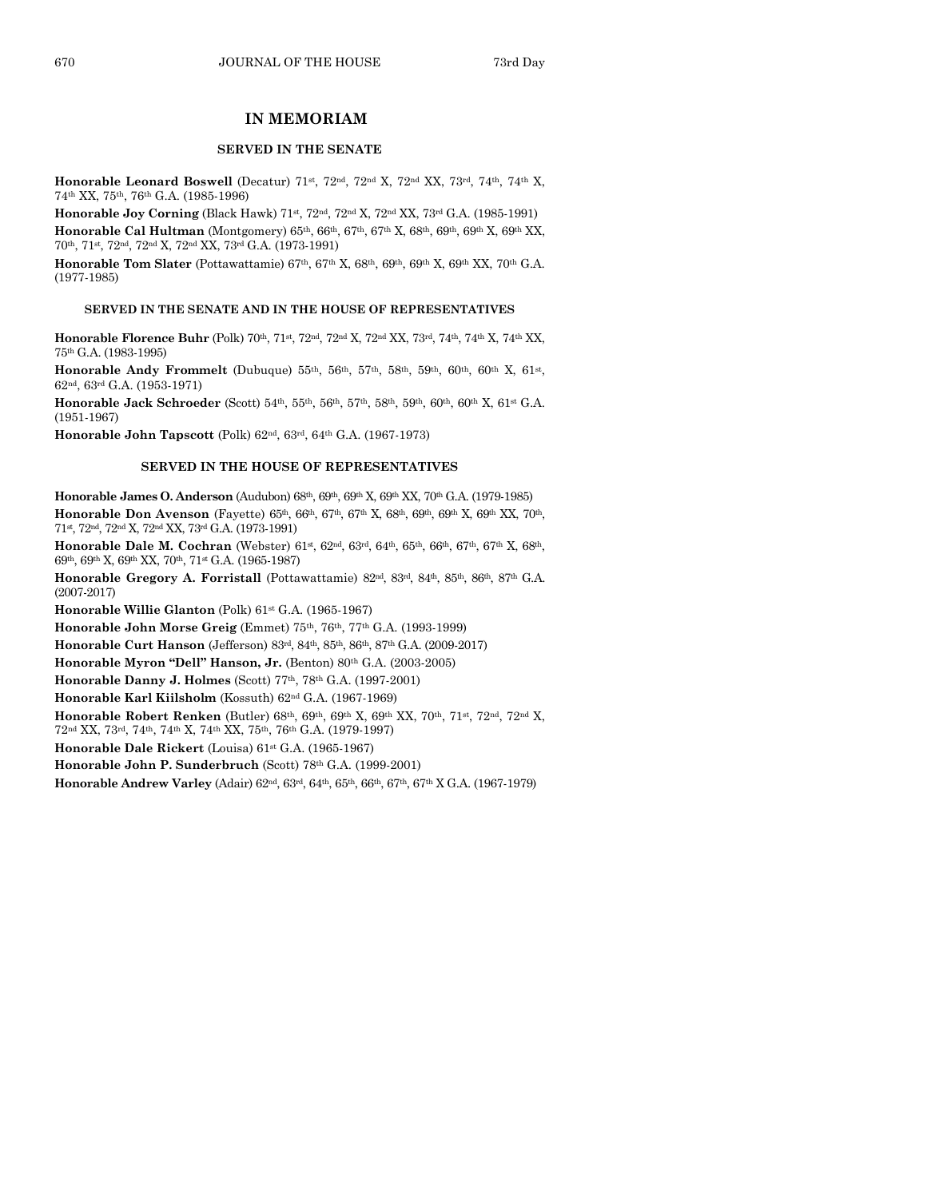# IN MEMORIAM

## SERVED IN THE SENATE

**Honorable Leonard Boswell** (Decatur) 71st, 72nd, 72nd X, 72nd XX, 73rd, 74th, 74th X, 74th XX, 75th, 76th G.A. (1985-1996)

**Honorable Joy Corning** (Black Hawk) 71st, 72nd, 72nd X, 72nd XX, 73rd G.A. (1985-1991)

**Honorable Cal Hultman** (Montgomery) 65th, 66th, 67th, 67th X, 68th, 69th, 69th X, 69th XX, 70th, 71st, 72nd, 72nd X, 72nd XX, 73rd G.A. (1973-1991)

**Honorable Tom Slater** (Pottawattamie) 67th, 67th X, 68th, 69th, 69th X, 69th XX, 70th G.A. (1977-1985)

## SERVED IN THE SENATE AND IN THE HOUSE OF REPRESENTATIVES

**Honorable Florence Buhr** (Polk) 70th, 71st, 72nd, 72nd X, 72nd XX, 73rd, 74th, 74th X, 74th XX, 75th G.A. (1983-1995)

**Honorable Andy Frommelt** (Dubuque) 55th, 56th, 57th, 58th, 59th, 60th, 60th X, 61st, 62nd, 63rd G.A. (1953-1971)

**Honorable Jack Schroeder** (Scott) 54th, 55th, 56th, 57th, 58th, 59th, 60th, 60th X, 61st G.A. (1951-1967)

**Honorable John Tapscott** (Polk) 62nd, 63rd, 64th G.A. (1967-1973)

## SERVED IN THE HOUSE OF REPRESENTATIVES

**Honorable James O. Anderson** (Audubon) 68th, 69th, 69th X, 69th XX, 70th G.A. (1979-1985)

**Honorable Don Avenson** (Fayette) 65th, 66th, 67th, 67th X, 68th, 69th, 69th X, 69th XX, 70th, 71st, 72nd, 72nd X, 72nd XX, 73rd G.A. (1973-1991)

**Honorable Dale M. Cochran** (Webster) 61st, 62nd, 63rd, 64th, 65th, 66th, 67th, 67th X, 68th, 69th, 69th X, 69th XX, 70th, 71st G.A. (1965-1987)

**Honorable Gregory A. Forristall** (Pottawattamie) 82nd, 83rd, 84th, 85th, 86th, 87th G.A. (2007-2017)

**Honorable Willie Glanton** (Polk) 61st G.A. (1965-1967)

**Honorable John Morse Greig** (Emmet) 75th, 76th, 77th G.A. (1993-1999)

**Honorable Curt Hanson** (Jefferson) 83rd, 84th, 85th, 86th, 87th G.A. (2009-2017)

**Honorable Myron "Dell" Hanson, Jr.** (Benton) 80th G.A. (2003-2005)

**Honorable Danny J. Holmes** (Scott) 77th, 78th G.A. (1997-2001)

**Honorable Karl Kiilsholm** (Kossuth) 62nd G.A. (1967-1969)

**Honorable Robert Renken** (Butler) 68th, 69th, 69th X, 69th XX, 70th, 71st, 72nd, 72nd X, 72nd XX, 73rd, 74th, 74th X, 74th XX, 75th, 76th G.A. (1979-1997)

**Honorable Dale Rickert** (Louisa) 61st G.A. (1965-1967)

**Honorable John P. Sunderbruch** (Scott) 78th G.A. (1999-2001)

**Honorable Andrew Varley** (Adair) 62nd, 63rd, 64th, 65th, 66th, 67th, 67th X G.A. (1967-1979)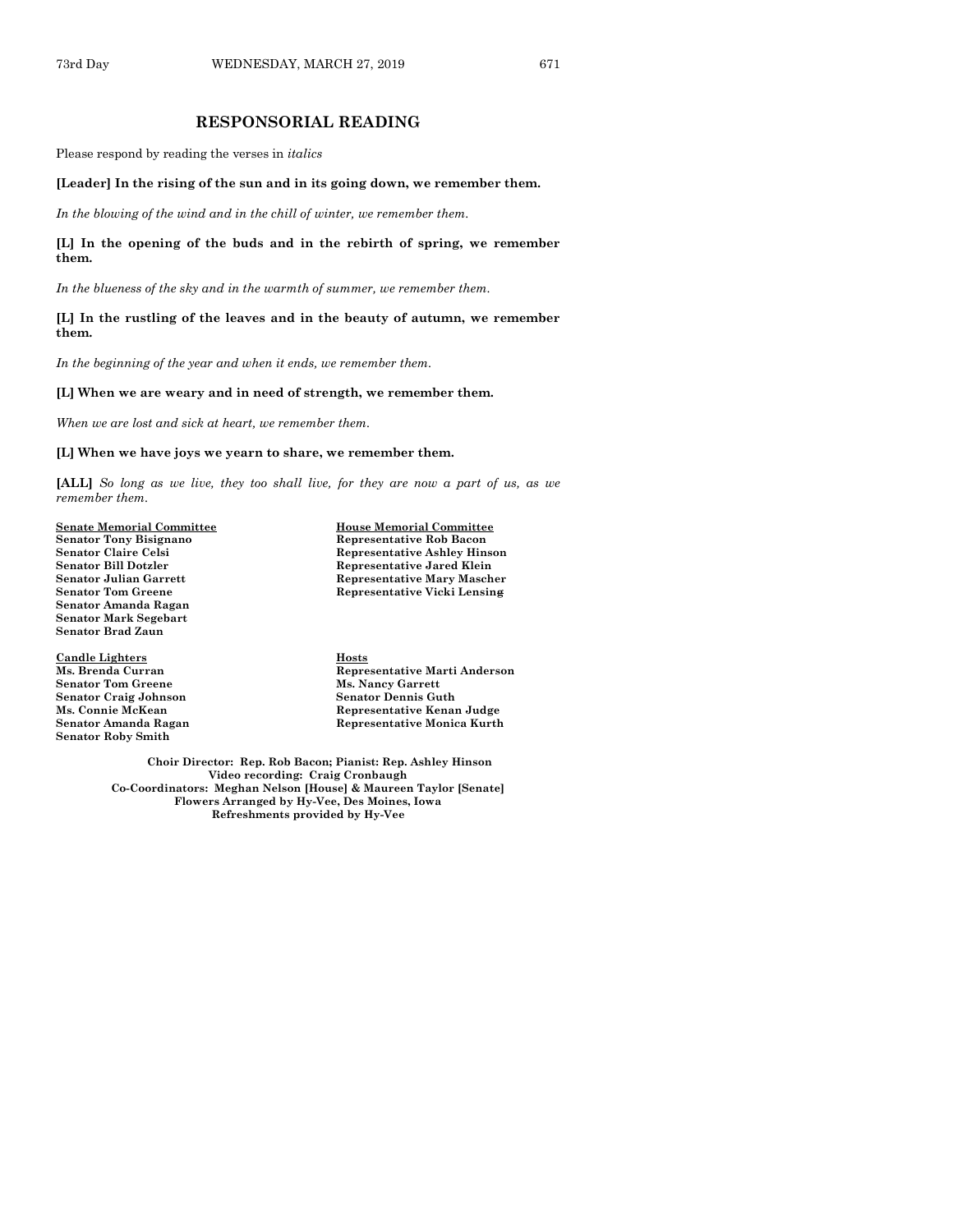## RESPONSORIAL READING

Please respond by reading the verses in *italics*

**[Leader] In the rising of the sun and in its going down, we remember them.**

*In the blowing of the wind and in the chill of winter, we remember them.*

**[L] In the opening of the buds and in the rebirth of spring, we remember them.**

*In the blueness of the sky and in the warmth of summer, we remember them.*

**[L] In the rustling of the leaves and in the beauty of autumn, we remember them.**

*In the beginning of the year and when it ends, we remember them.*

**[L] When we are weary and in need of strength, we remember them.**

*When we are lost and sick at heart, we remember them.*

**[L] When we have joys we yearn to share, we remember them.**

**[ALL]** *So long as we live, they too shall live, for they are now a part of us, as we remember them.*

**Senate Memorial Committee**
**Senator Tony Bisignano**
**Senator Claire Celsi**
**Senator Bill Dotzler**
**Senator Julian Garrett**
**Senator Tom Greene**
**Senator Amanda Ragan**
**Senator Mark Segebart**
**Senator Brad Zaun**

**House Memorial Committee**
**Representative Rob Bacon**
**Representative Ashley Hinson**
**Representative Jared Klein**
**Representative Mary Mascher**
**Representative Vicki Lensing**

**Candle Lighters**
**Ms. Brenda Curran**
**Senator Tom Greene**
**Senator Craig Johnson**
**Ms. Connie McKean**
**Senator Amanda Ragan**
**Senator Roby Smith**

**Hosts**
**Representative Marti Anderson**
**Ms. Nancy Garrett**
**Senator Dennis Guth**
**Representative Kenan Judge**
**Representative Monica Kurth**

**Choir Director: Rep. Rob Bacon; Pianist: Rep. Ashley Hinson**
**Video recording: Craig Cronbaugh**
**Co-Coordinators: Meghan Nelson [House] & Maureen Taylor [Senate]**
**Flowers Arranged by Hy-Vee, Des Moines, Iowa**
**Refreshments provided by Hy-Vee**